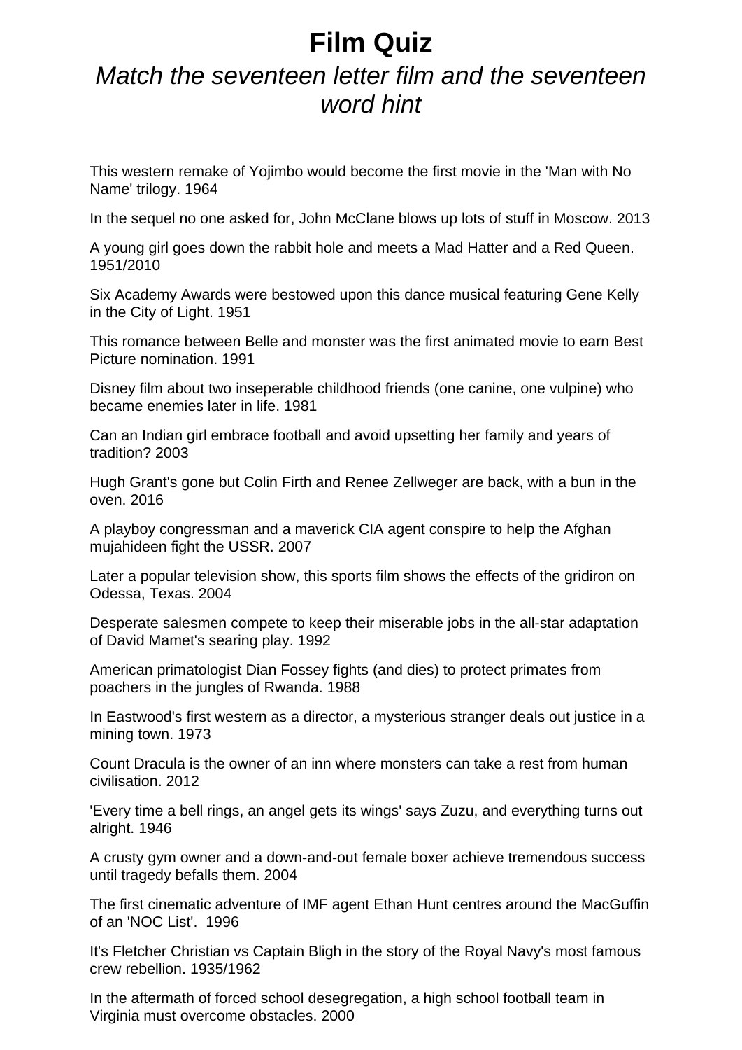# Film Quiz

## *Match the seventeen letter film and the seventeen word hint*

This western remake of Yojimbo would become the first movie in the 'Man with No Name' trilogy. 1964

In the sequel no one asked for, John McClane blows up lots of stuff in Moscow. 2013

A young girl goes down the rabbit hole and meets a Mad Hatter and a Red Queen. 1951/2010

Six Academy Awards were bestowed upon this dance musical featuring Gene Kelly in the City of Light. 1951

This romance between Belle and monster was the first animated movie to earn Best Picture nomination. 1991

Disney film about two inseperable childhood friends (one canine, one vulpine) who became enemies later in life. 1981

Can an Indian girl embrace football and avoid upsetting her family and years of tradition? 2003

Hugh Grant's gone but Colin Firth and Renee Zellweger are back, with a bun in the oven. 2016

A playboy congressman and a maverick CIA agent conspire to help the Afghan mujahideen fight the USSR. 2007

Later a popular television show, this sports film shows the effects of the gridiron on Odessa, Texas. 2004

Desperate salesmen compete to keep their miserable jobs in the all-star adaptation of David Mamet's searing play. 1992

American primatologist Dian Fossey fights (and dies) to protect primates from poachers in the jungles of Rwanda. 1988

In Eastwood's first western as a director, a mysterious stranger deals out justice in a mining town. 1973

Count Dracula is the owner of an inn where monsters can take a rest from human civilisation. 2012

'Every time a bell rings, an angel gets its wings' says Zuzu, and everything turns out alright. 1946

A crusty gym owner and a down-and-out female boxer achieve tremendous success until tragedy befalls them. 2004

The first cinematic adventure of IMF agent Ethan Hunt centres around the MacGuffin of an 'NOC List'. 1996

It's Fletcher Christian vs Captain Bligh in the story of the Royal Navy's most famous crew rebellion. 1935/1962

In the aftermath of forced school desegregation, a high school football team in Virginia must overcome obstacles. 2000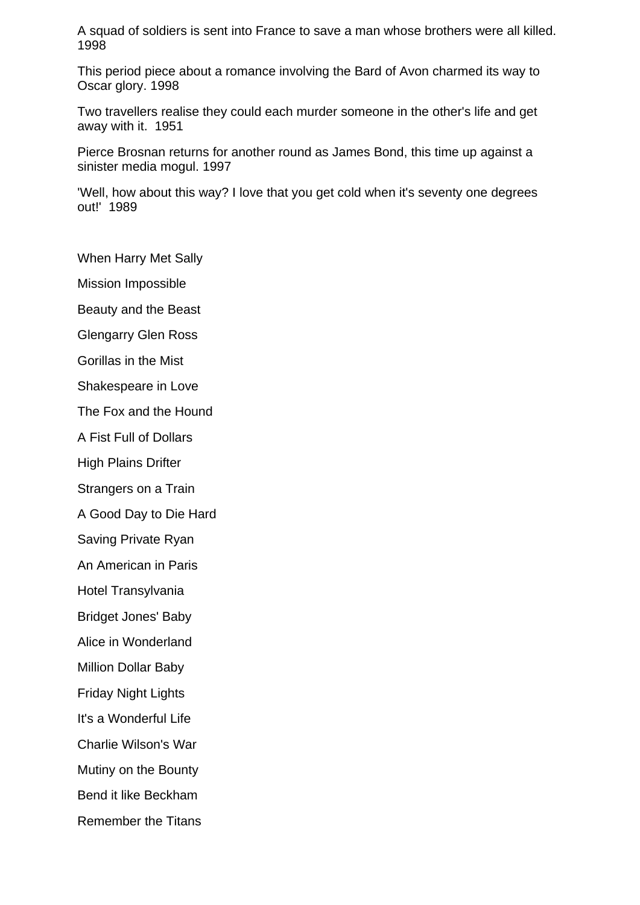A squad of soldiers is sent into France to save a man whose brothers were all killed. 1998

This period piece about a romance involving the Bard of Avon charmed its way to Oscar glory. 1998

Two travellers realise they could each murder someone in the other's life and get away with it. 1951

Pierce Brosnan returns for another round as James Bond, this time up against a sinister media mogul. 1997

'Well, how about this way? I love that you get cold when it's seventy one degrees out!' 1989

When Harry Met Sally

Mission Impossible

Beauty and the Beast

Glengarry Glen Ross

Gorillas in the Mist

Shakespeare in Love

The Fox and the Hound

A Fist Full of Dollars

High Plains Drifter

Strangers on a Train

A Good Day to Die Hard

Saving Private Ryan

An American in Paris

Hotel Transylvania

Bridget Jones' Baby

Alice in Wonderland

Million Dollar Baby

Friday Night Lights

It's a Wonderful Life

Charlie Wilson's War

Mutiny on the Bounty

Bend it like Beckham

Remember the Titans